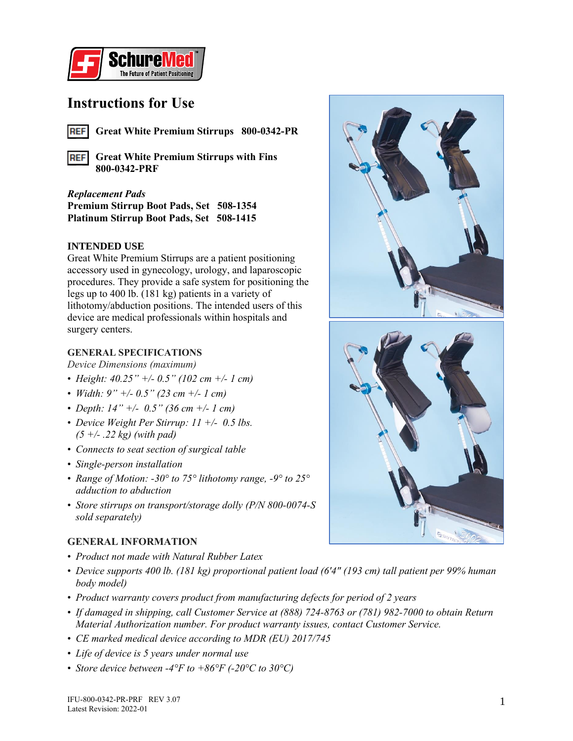# Instructions for Use

**REF** **Great White Premium Stirrups 800-0342-PR**

**REF** **Great White Premium Stirrups with Fins 800-0342-PRF**

***Replacement Pads***
**Premium Stirrup Boot Pads, Set 508-1354**
**Platinum Stirrup Boot Pads, Set 508-1415**

## INTENDED USE

Great White Premium Stirrups are a patient positioning accessory used in gynecology, urology, and laparoscopic procedures. They provide a safe system for positioning the legs up to 400 lb. (181 kg) patients in a variety of lithotomy/abduction positions. The intended users of this device are medical professionals within hospitals and surgery centers.

## GENERAL SPECIFICATIONS

*Device Dimensions (maximum)*

- *Height: 40.25" +/- 0.5" (102 cm +/- 1 cm)*
- *Width: 9" +/- 0.5" (23 cm +/- 1 cm)*
- *Depth: 14" +/- 0.5" (36 cm +/- 1 cm)*
- *Device Weight Per Stirrup: 11 +/- 0.5 lbs. (5 +/- .22 kg) (with pad)*
- *Connects to seat section of surgical table*
- *Single-person installation*
- *Range of Motion: -30° to 75° lithotomy range, -9° to 25° adduction to abduction*
- *Store stirrups on transport/storage dolly (P/N 800-0074-S sold separately)*

## GENERAL INFORMATION

- *Product not made with Natural Rubber Latex*
- *Device supports 400 lb. (181 kg) proportional patient load (6'4" (193 cm) tall patient per 99% human body model)*
- *Product warranty covers product from manufacturing defects for period of 2 years*
- *If damaged in shipping, call Customer Service at (888) 724-8763 or (781) 982-7000 to obtain Return Material Authorization number. For product warranty issues, contact Customer Service.*
- *CE marked medical device according to MDR (EU) 2017/745*
- *Life of device is 5 years under normal use*
- *Store device between -4°F to +86°F (-20°C to 30°C)*

IFU-800-0342-PR-PRF REV 3.07
Latest Revision: 2022-01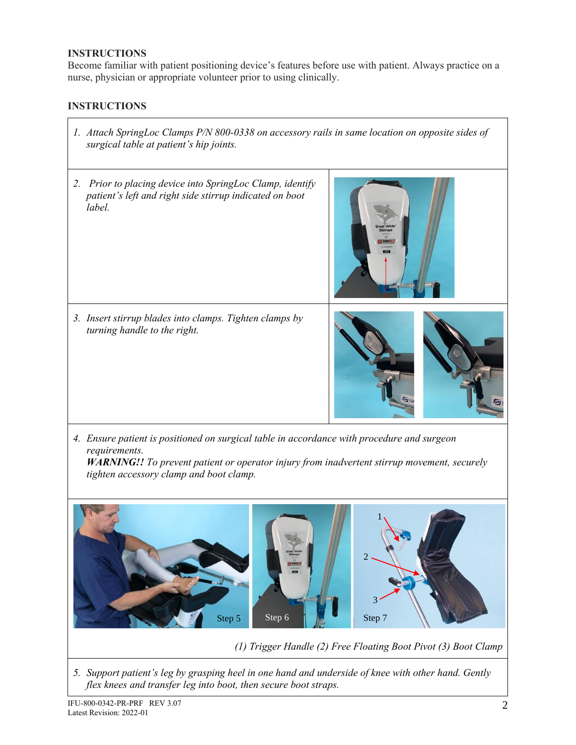## INSTRUCTIONS

Become familiar with patient positioning device's features before use with patient. Always practice on a nurse, physician or appropriate volunteer prior to using clinically.

## INSTRUCTIONS

1. *Attach SpringLoc Clamps P/N 800-0338 on accessory rails in same location on opposite sides of surgical table at patient's hip joints.*

2. *Prior to placing device into SpringLoc Clamp, identify patient's left and right side stirrup indicated on boot label.*

3. *Insert stirrup blades into clamps. Tighten clamps by turning handle to the right.*

4. *Ensure patient is positioned on surgical table in accordance with procedure and surgeon requirements.*
   ***WARNING!!*** *To prevent patient or operator injury from inadvertent stirrup movement, securely tighten accessory clamp and boot clamp.*

Step 5 Step 6 Step 7

*(1) Trigger Handle (2) Free Floating Boot Pivot (3) Boot Clamp*

5. *Support patient's leg by grasping heel in one hand and underside of knee with other hand. Gently flex knees and transfer leg into boot, then secure boot straps.*

IFU-800-0342-PR-PRF REV 3.07
Latest Revision: 2022-01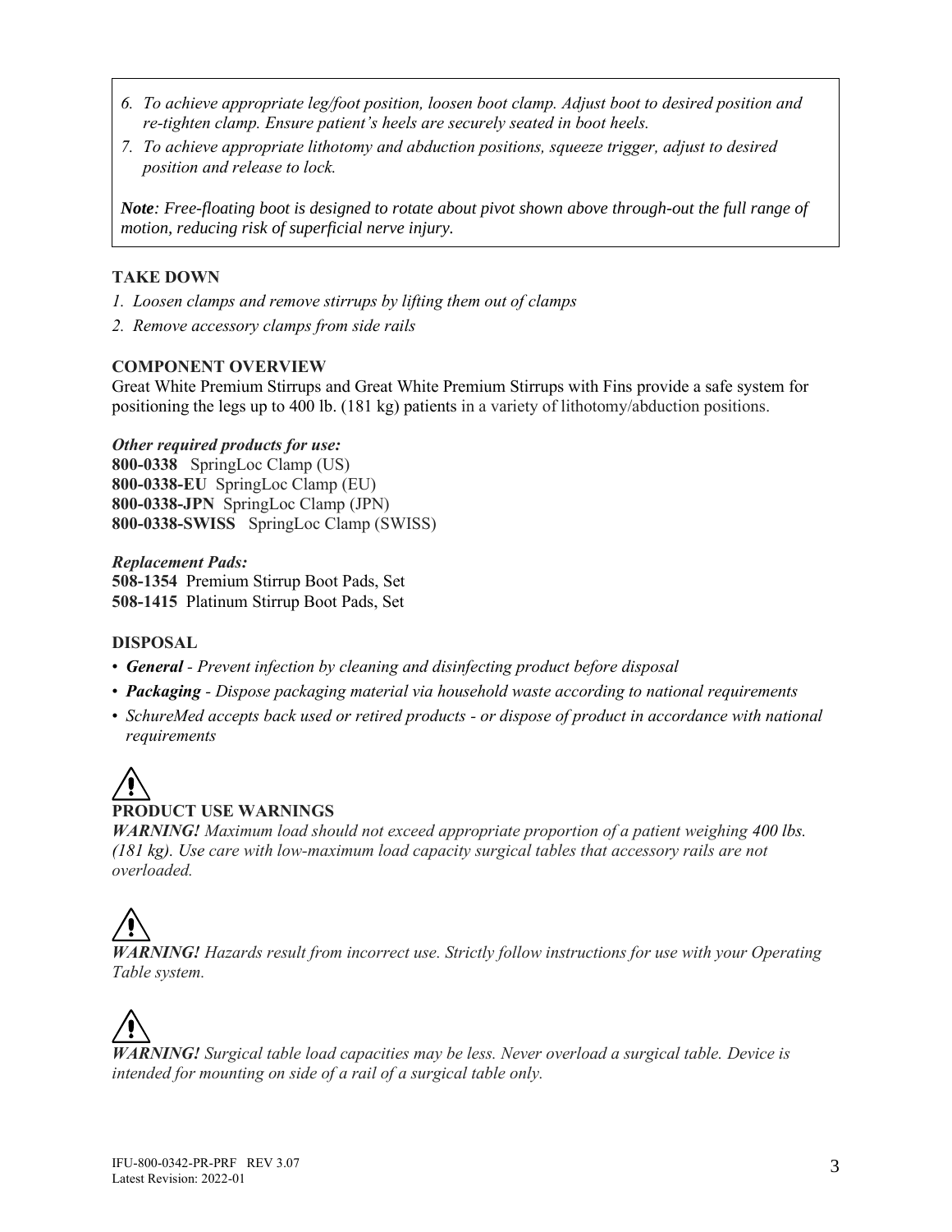6. *To achieve appropriate leg/foot position, loosen boot clamp. Adjust boot to desired position and re-tighten clamp. Ensure patient's heels are securely seated in boot heels.*
7. *To achieve appropriate lithotomy and abduction positions, squeeze trigger, adjust to desired position and release to lock.*

***Note**: Free-floating boot is designed to rotate about pivot shown above through-out the full range of motion, reducing risk of superficial nerve injury.*

## TAKE DOWN

1. *Loosen clamps and remove stirrups by lifting them out of clamps*
2. *Remove accessory clamps from side rails*

## COMPONENT OVERVIEW

Great White Premium Stirrups and Great White Premium Stirrups with Fins provide a safe system for positioning the legs up to 400 lb. (181 kg) patients in a variety of lithotomy/abduction positions.

***Other required products for use:***

**800-0338** SpringLoc Clamp (US)
**800-0338-EU** SpringLoc Clamp (EU)
**800-0338-JPN** SpringLoc Clamp (JPN)
**800-0338-SWISS** SpringLoc Clamp (SWISS)

***Replacement Pads:***

**508-1354** Premium Stirrup Boot Pads, Set
**508-1415** Platinum Stirrup Boot Pads, Set

## DISPOSAL

- ***General*** *- Prevent infection by cleaning and disinfecting product before disposal*
- ***Packaging*** *- Dispose packaging material via household waste according to national requirements*
- *SchureMed accepts back used or retired products - or dispose of product in accordance with national requirements*

## ⚠ PRODUCT USE WARNINGS

***WARNING!*** *Maximum load should not exceed appropriate proportion of a patient weighing 400 lbs. (181 kg). Use care with low-maximum load capacity surgical tables that accessory rails are not overloaded.*

⚠

***WARNING!*** *Hazards result from incorrect use. Strictly follow instructions for use with your Operating Table system.*

⚠

***WARNING!*** *Surgical table load capacities may be less. Never overload a surgical table. Device is intended for mounting on side of a rail of a surgical table only.*

IFU-800-0342-PR-PRF REV 3.07
Latest Revision: 2022-01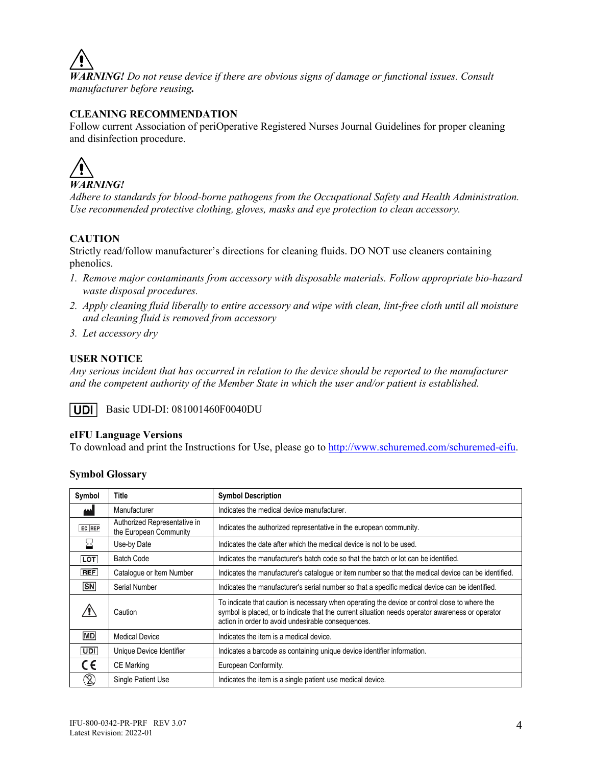⚠ ***WARNING!*** *Do not reuse device if there are obvious signs of damage or functional issues. Consult manufacturer before reusing.*

**CLEANING RECOMMENDATION**

Follow current Association of periOperative Registered Nurses Journal Guidelines for proper cleaning and disinfection procedure.

⚠ ***WARNING!***

*Adhere to standards for blood-borne pathogens from the Occupational Safety and Health Administration. Use recommended protective clothing, gloves, masks and eye protection to clean accessory.*

**CAUTION**

Strictly read/follow manufacturer's directions for cleaning fluids. DO NOT use cleaners containing phenolics.

1. *Remove major contaminants from accessory with disposable materials. Follow appropriate bio-hazard waste disposal procedures.*
2. *Apply cleaning fluid liberally to entire accessory and wipe with clean, lint-free cloth until all moisture and cleaning fluid is removed from accessory*
3. *Let accessory dry*

**USER NOTICE**

*Any serious incident that has occurred in relation to the device should be reported to the manufacturer and the competent authority of the Member State in which the user and/or patient is established.*

UDI Basic UDI-DI: 081001460F0040DU

**eIFU Language Versions**

To download and print the Instructions for Use, please go to http://www.schuremed.com/schuremed-eifu.

**Symbol Glossary**

| Symbol | Title | Symbol Description |
|---|---|---|
| | Manufacturer | Indicates the medical device manufacturer. |
| EC REP | Authorized Representative in the European Community | Indicates the authorized representative in the european community. |
| | Use-by Date | Indicates the date after which the medical device is not to be used. |
| LOT | Batch Code | Indicates the manufacturer's batch code so that the batch or lot can be identified. |
| REF | Catalogue or Item Number | Indicates the manufacturer's catalogue or item number so that the medical device can be identified. |
| SN | Serial Number | Indicates the manufacturer's serial number so that a specific medical device can be identified. |
| ⚠ | Caution | To indicate that caution is necessary when operating the device or control close to where the symbol is placed, or to indicate that the current situation needs operator awareness or operator action in order to avoid undesirable consequences. |
| MD | Medical Device | Indicates the item is a medical device. |
| UDI | Unique Device Identifier | Indicates a barcode as containing unique device identifier information. |
| CE | CE Marking | European Conformity. |
| | Single Patient Use | Indicates the item is a single patient use medical device. |

IFU-800-0342-PR-PRF REV 3.07
Latest Revision: 2022-01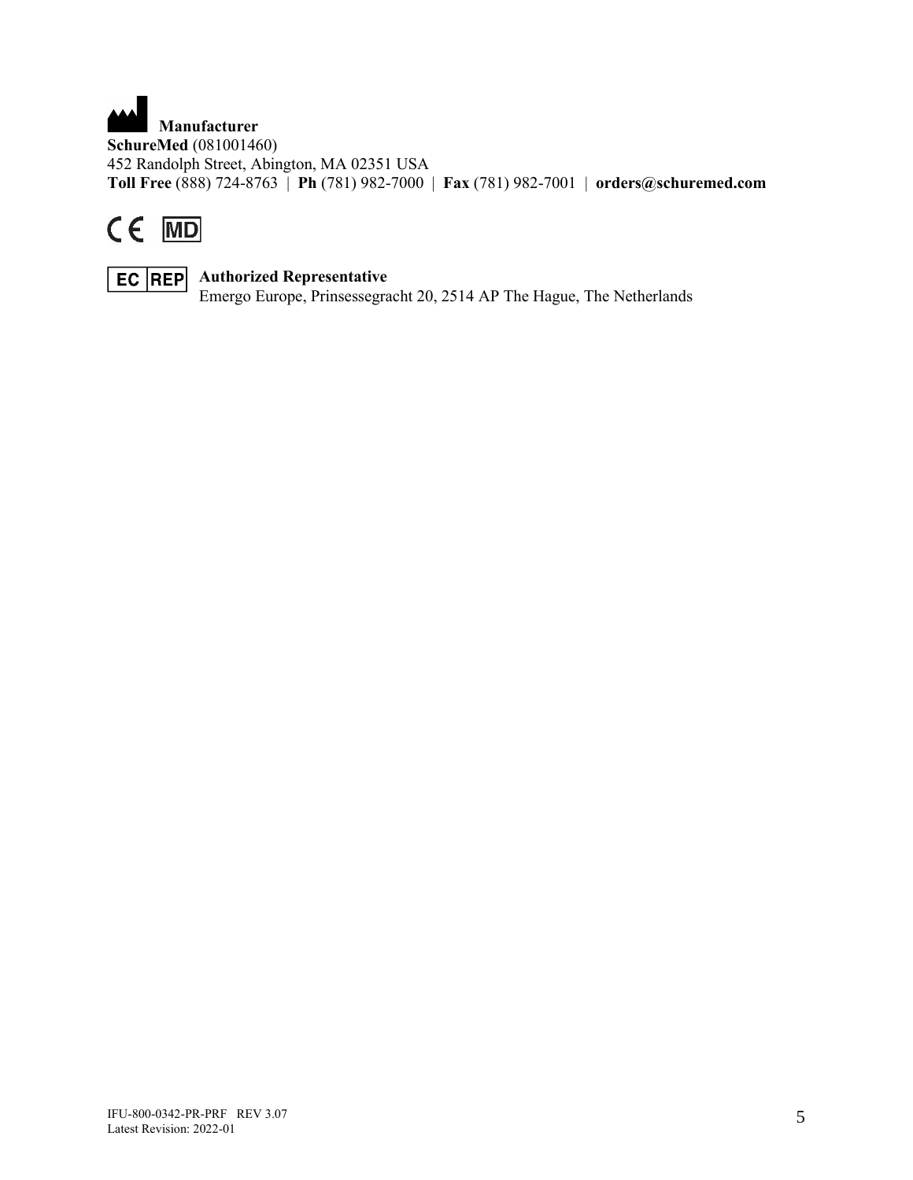**Manufacturer**

**SchureMed** (081001460)
452 Randolph Street, Abington, MA 02351 USA
**Toll Free** (888) 724-8763 | **Ph** (781) 982-7000 | **Fax** (781) 982-7001 | **orders@schuremed.com**

CE MD

EC REP **Authorized Representative**
Emergo Europe, Prinsessegracht 20, 2514 AP The Hague, The Netherlands

IFU-800-0342-PR-PRF REV 3.07
Latest Revision: 2022-01